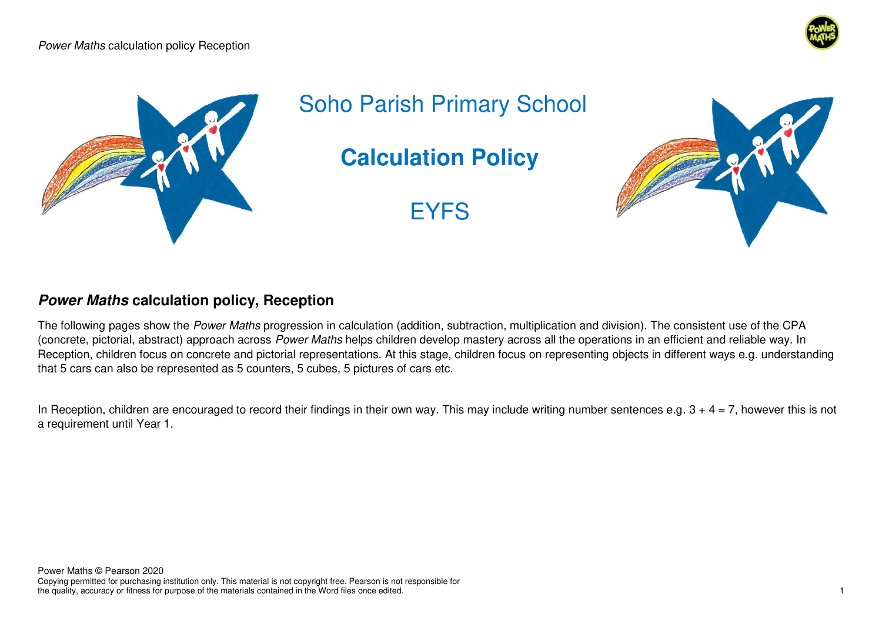# Soho Parish Primary School

# **Calculation Policy**

## EYFS

### ***Power Maths*** **calculation policy, Reception**

The following pages show the *Power Maths* progression in calculation (addition, subtraction, multiplication and division). The consistent use of the CPA (concrete, pictorial, abstract) approach across *Power Maths* helps children develop mastery across all the operations in an efficient and reliable way. In Reception, children focus on concrete and pictorial representations. At this stage, children focus on representing objects in different ways e.g. understanding that 5 cars can also be represented as 5 counters, 5 cubes, 5 pictures of cars etc.

In Reception, children are encouraged to record their findings in their own way. This may include writing number sentences e.g. 3 + 4 = 7, however this is not a requirement until Year 1.

Power Maths © Pearson 2020
Copying permitted for purchasing institution only. This material is not copyright free. Pearson is not responsible for the quality, accuracy or fitness for purpose of the materials contained in the Word files once edited.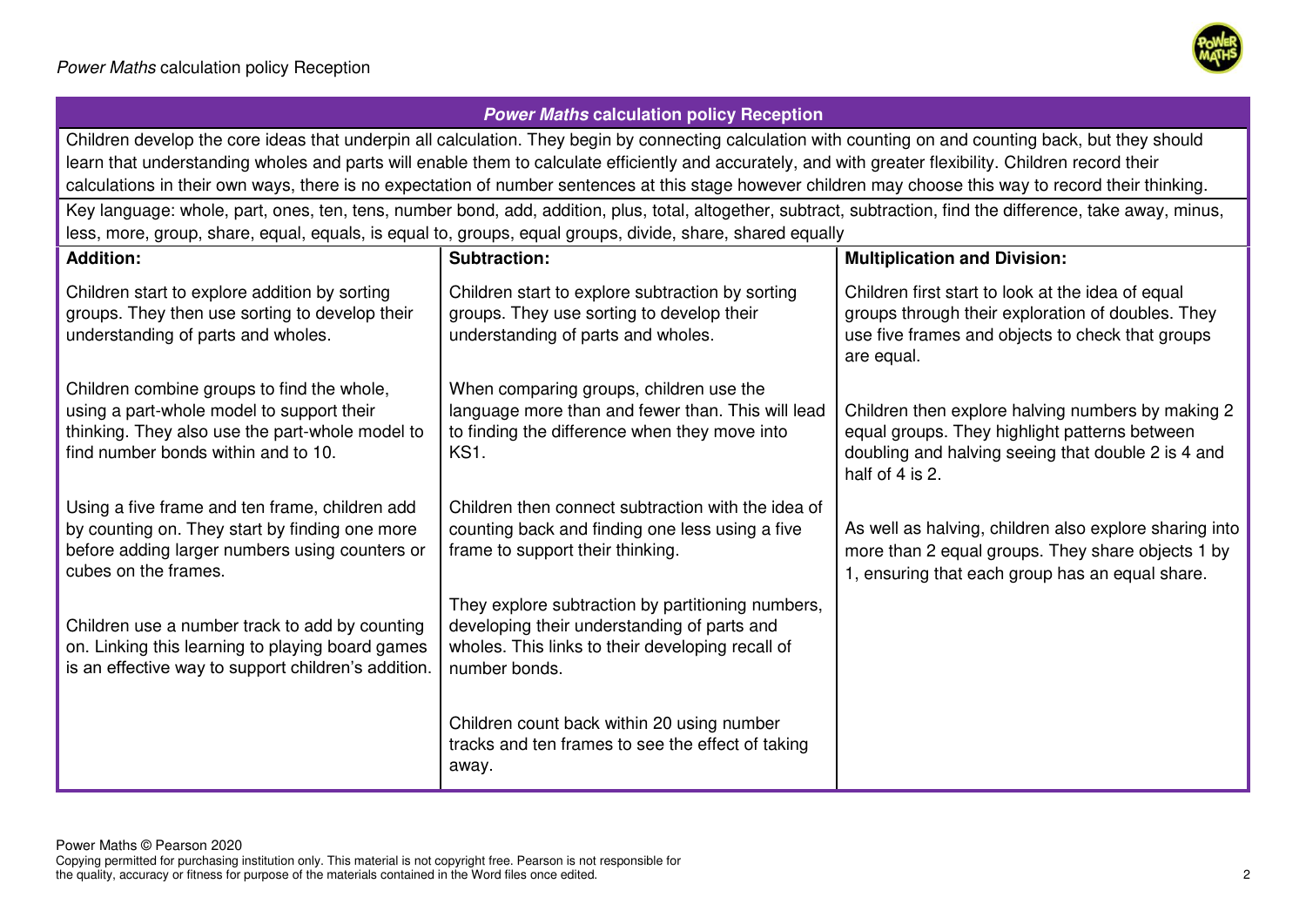## *Power Maths* calculation policy Reception

Children develop the core ideas that underpin all calculation. They begin by connecting calculation with counting on and counting back, but they should learn that understanding wholes and parts will enable them to calculate efficiently and accurately, and with greater flexibility. Children record their calculations in their own ways, there is no expectation of number sentences at this stage however children may choose this way to record their thinking.

Key language: whole, part, ones, ten, tens, number bond, add, addition, plus, total, altogether, subtract, subtraction, find the difference, take away, minus, less, more, group, share, equal, equals, is equal to, groups, equal groups, divide, share, shared equally

| **Addition:** | **Subtraction:** | **Multiplication and Division:** |
|---|---|---|
| Children start to explore addition by sorting groups. They then use sorting to develop their understanding of parts and wholes.<br><br>Children combine groups to find the whole, using a part-whole model to support their thinking. They also use the part-whole model to find number bonds within and to 10.<br><br>Using a five frame and ten frame, children add by counting on. They start by finding one more before adding larger numbers using counters or cubes on the frames.<br><br>Children use a number track to add by counting on. Linking this learning to playing board games is an effective way to support children's addition. | Children start to explore subtraction by sorting groups. They use sorting to develop their understanding of parts and wholes.<br><br>When comparing groups, children use the language more than and fewer than. This will lead to finding the difference when they move into KS1.<br><br>Children then connect subtraction with the idea of counting back and finding one less using a five frame to support their thinking.<br><br>They explore subtraction by partitioning numbers, developing their understanding of parts and wholes. This links to their developing recall of number bonds.<br><br>Children count back within 20 using number tracks and ten frames to see the effect of taking away. | Children first start to look at the idea of equal groups through their exploration of doubles. They use five frames and objects to check that groups are equal.<br><br>Children then explore halving numbers by making 2 equal groups. They highlight patterns between doubling and halving seeing that double 2 is 4 and half of 4 is 2.<br><br>As well as halving, children also explore sharing into more than 2 equal groups. They share objects 1 by 1, ensuring that each group has an equal share. |

Power Maths © Pearson 2020
Copying permitted for purchasing institution only. This material is not copyright free. Pearson is not responsible for the quality, accuracy or fitness for purpose of the materials contained in the Word files once edited.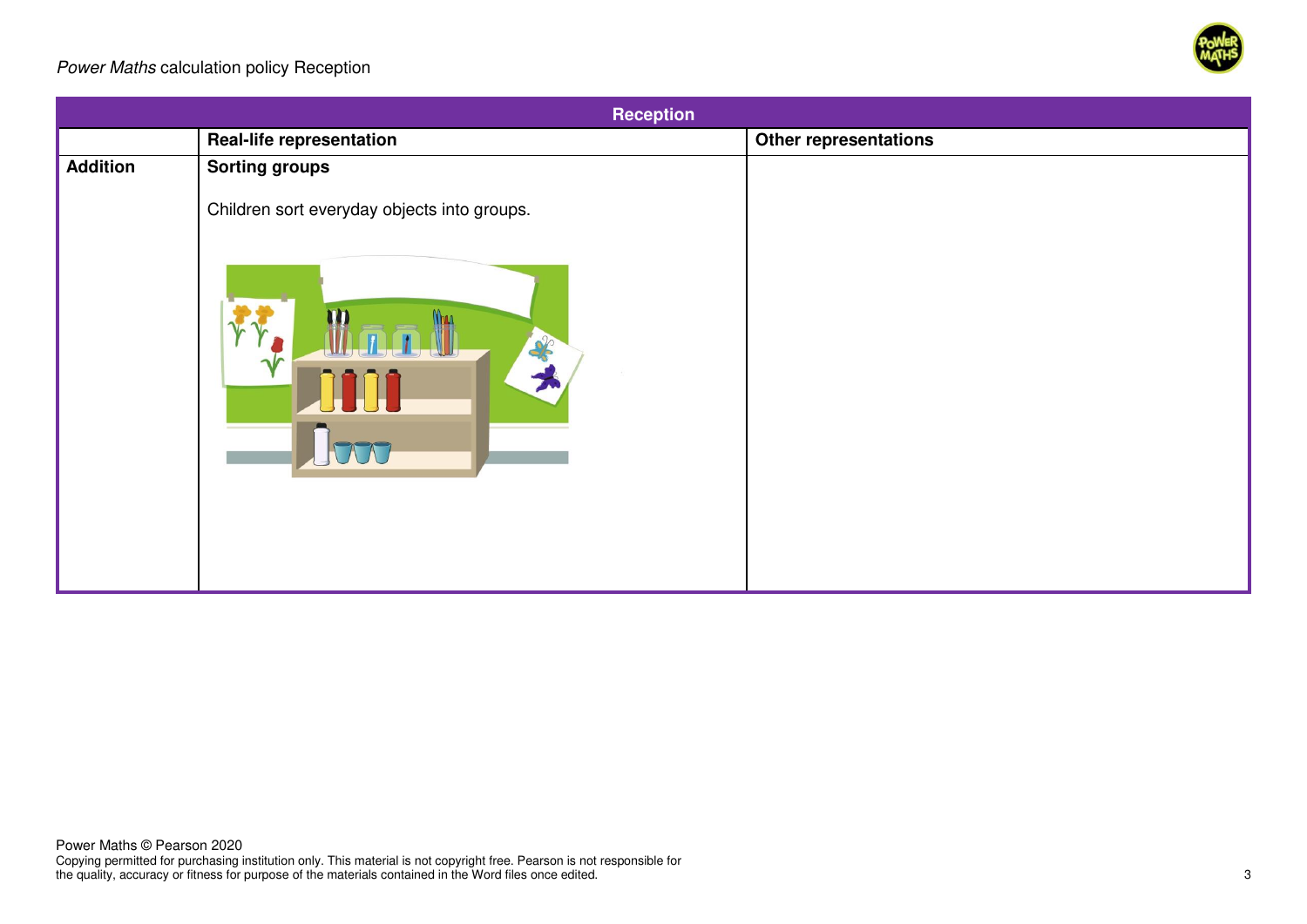| Reception | | |
|---|---|---|
| | **Real-life representation** | **Other representations** |
| **Addition** | **Sorting groups**<br><br>Children sort everyday objects into groups. | |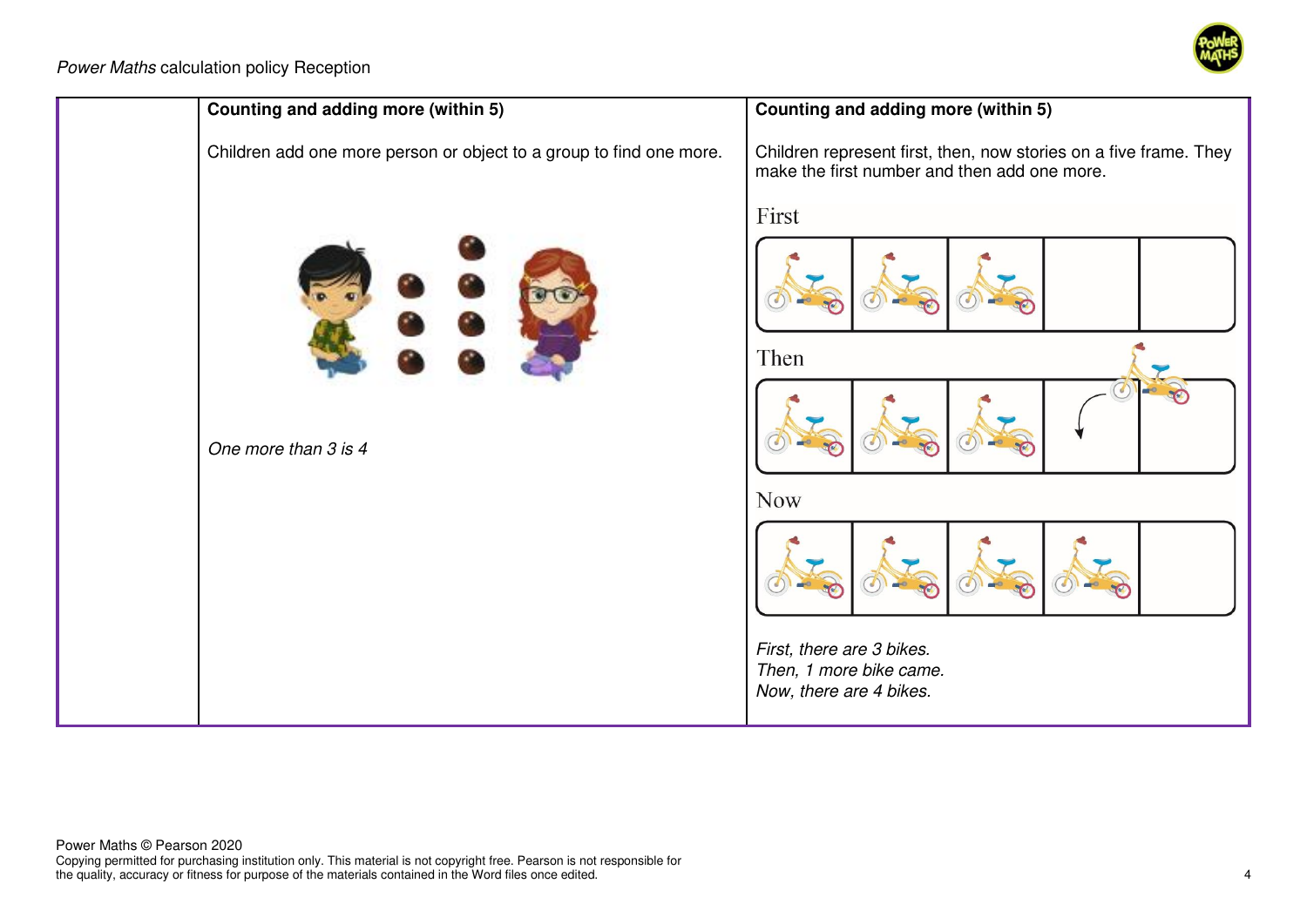| | Counting and adding more (within 5) | Counting and adding more (within 5) |
|---|---|---|
| | Children add one more person or object to a group to find one more.<br><br>*One more than 3 is 4* | Children represent first, then, now stories on a five frame. They make the first number and then add one more.<br><br>First<br><br>Then<br><br>Now<br><br>*First, there are 3 bikes.*<br>*Then, 1 more bike came.*<br>*Now, there are 4 bikes.* |

Power Maths © Pearson 2020
Copying permitted for purchasing institution only. This material is not copyright free. Pearson is not responsible for the quality, accuracy or fitness for purpose of the materials contained in the Word files once edited.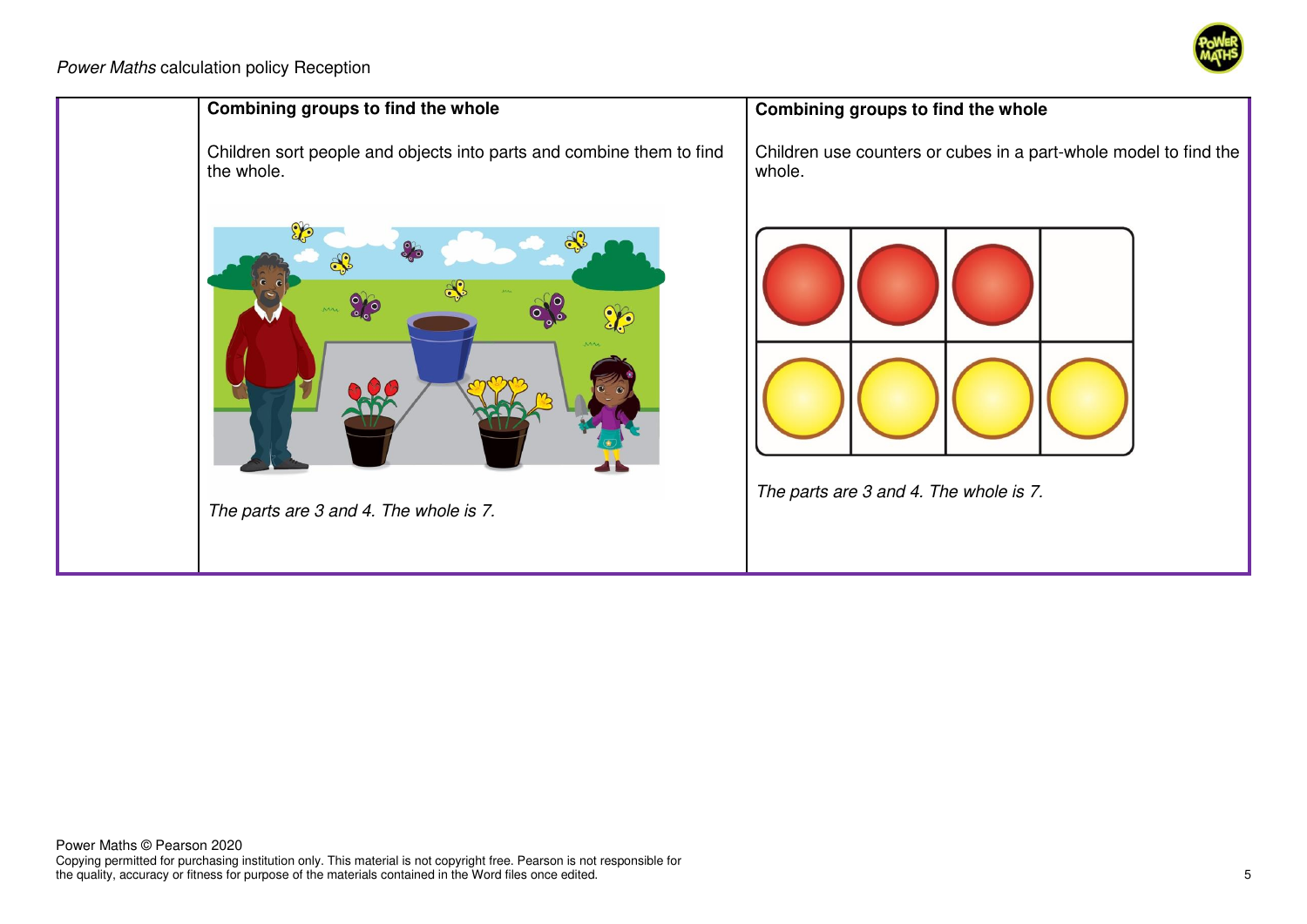| | Combining groups to find the whole | Combining groups to find the whole |
|---|---|---|
| | **Combining groups to find the whole**<br><br>Children sort people and objects into parts and combine them to find the whole.<br><br>*The parts are 3 and 4. The whole is 7.* | **Combining groups to find the whole**<br><br>Children use counters or cubes in a part-whole model to find the whole.<br><br>*The parts are 3 and 4. The whole is 7.* |

Power Maths © Pearson 2020
Copying permitted for purchasing institution only. This material is not copyright free. Pearson is not responsible for the quality, accuracy or fitness for purpose of the materials contained in the Word files once edited.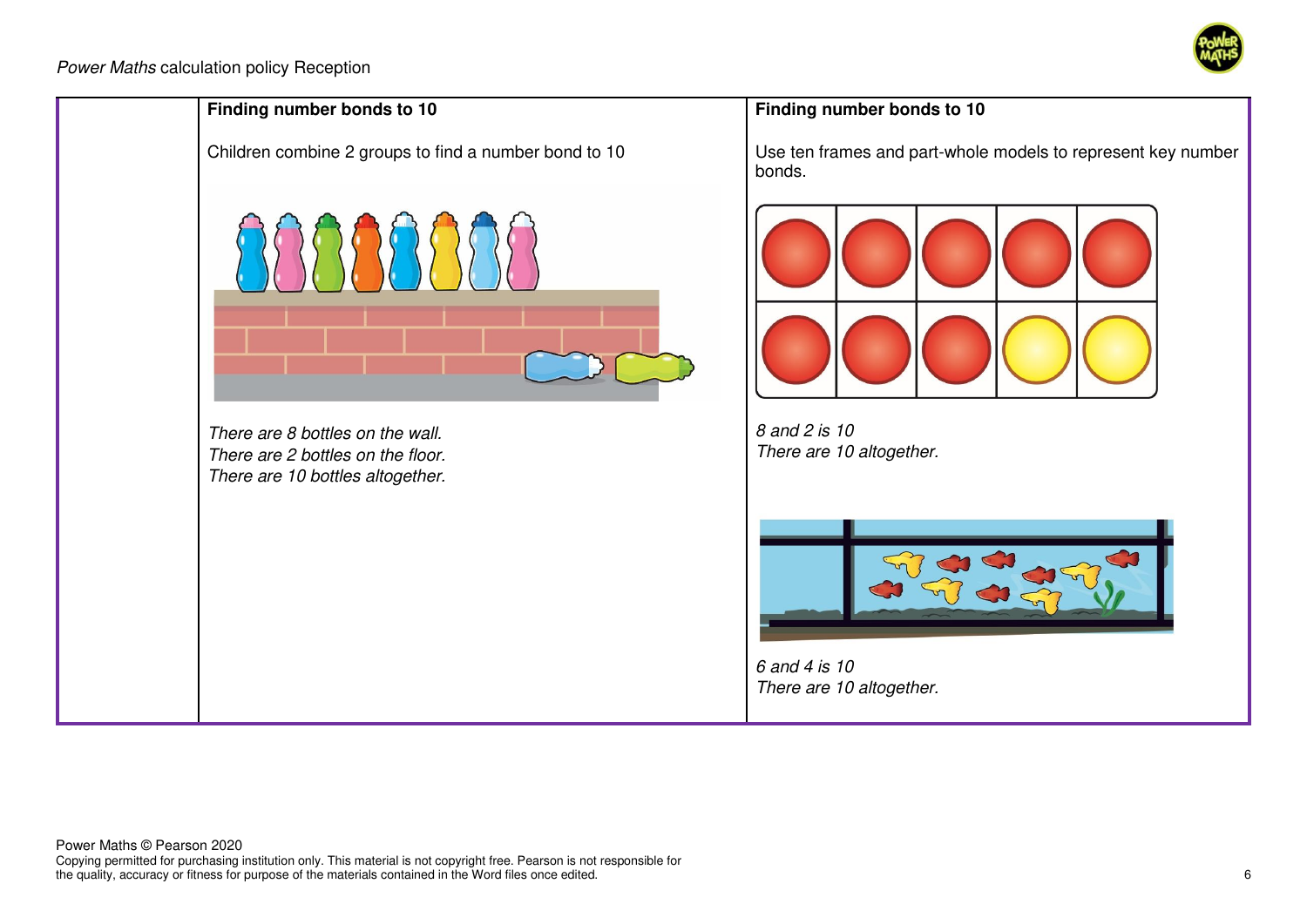| | Finding number bonds to 10 | Finding number bonds to 10 |
|---|---|---|
| | Children combine 2 groups to find a number bond to 10<br><br>*There are 8 bottles on the wall.*<br>*There are 2 bottles on the floor.*<br>*There are 10 bottles altogether.* | Use ten frames and part-whole models to represent key number bonds.<br><br>*8 and 2 is 10*<br>*There are 10 altogether.*<br><br>*6 and 4 is 10*<br>*There are 10 altogether.* |

Power Maths © Pearson 2020
Copying permitted for purchasing institution only. This material is not copyright free. Pearson is not responsible for the quality, accuracy or fitness for purpose of the materials contained in the Word files once edited.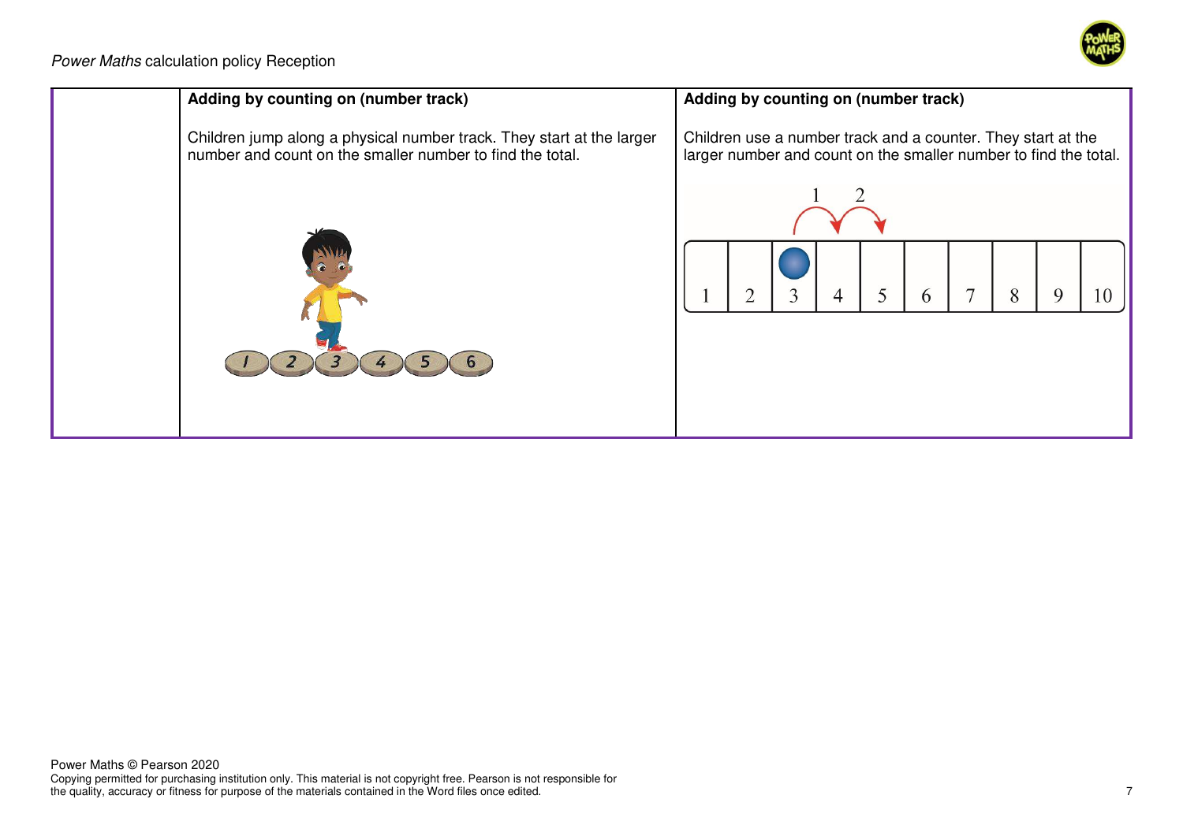|  | **Adding by counting on (number track)** | **Adding by counting on (number track)** |
|---|---|---|
|  | Children jump along a physical number track. They start at the larger number and count on the smaller number to find the total. | Children use a number track and a counter. They start at the larger number and count on the smaller number to find the total. |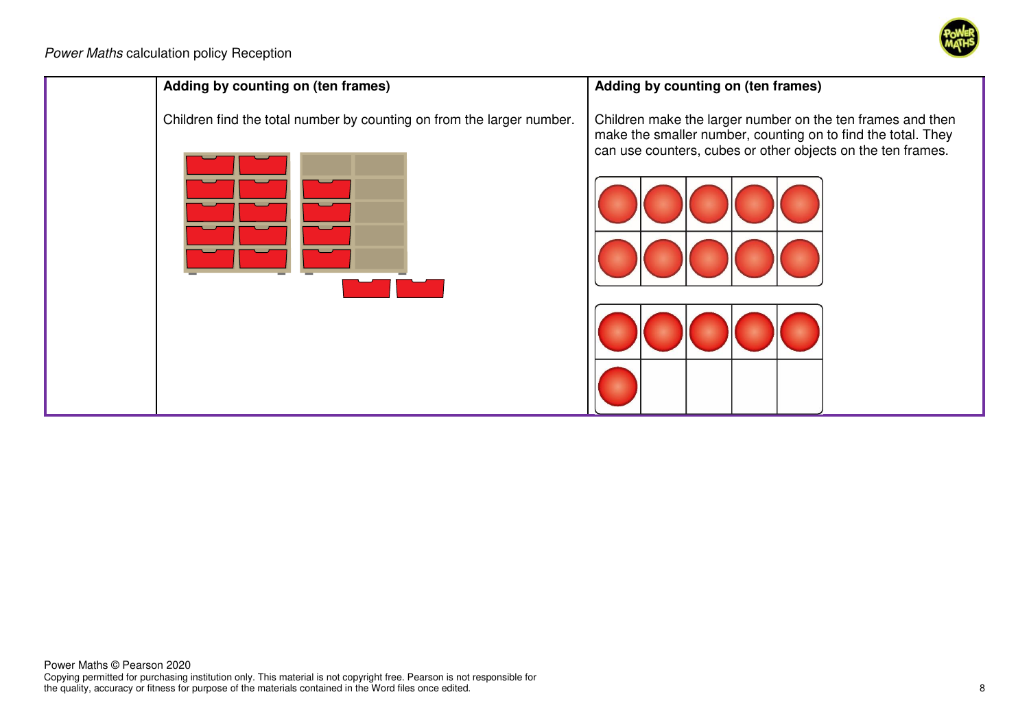| | | |
|---|---|---|
| | **Adding by counting on (ten frames)**<br><br>Children find the total number by counting on from the larger number. | **Adding by counting on (ten frames)**<br><br>Children make the larger number on the ten frames and then make the smaller number, counting on to find the total. They can use counters, cubes or other objects on the ten frames. |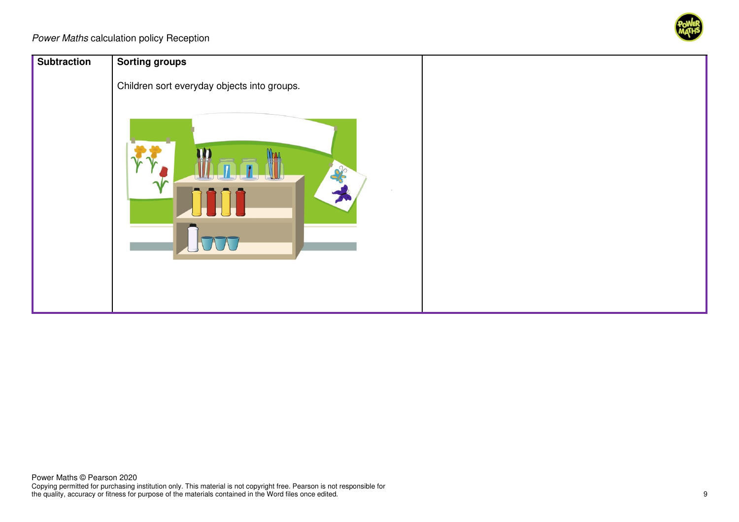| Subtraction | Sorting groups<br><br>Children sort everyday objects into groups. | |
|---|---|---|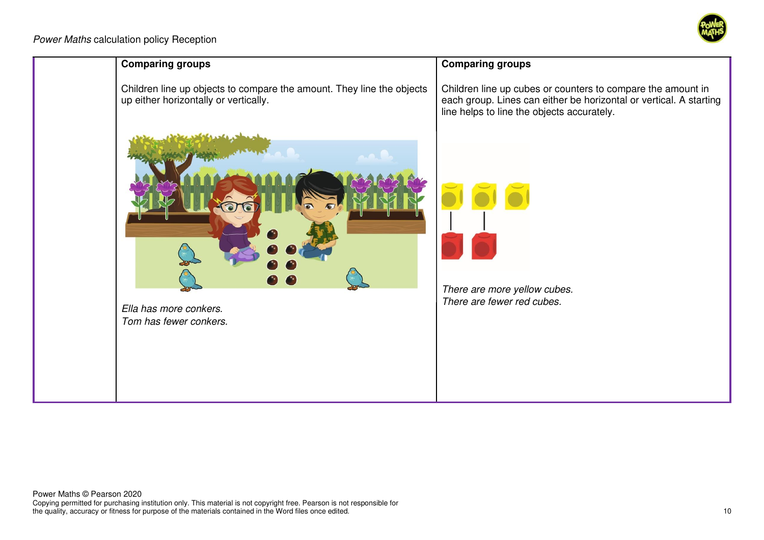| | Comparing groups | Comparing groups |
|---|---|---|
| | Children line up objects to compare the amount. They line the objects up either horizontally or vertically.<br><br>*Ella has more conkers.*<br>*Tom has fewer conkers.* | Children line up cubes or counters to compare the amount in each group. Lines can either be horizontal or vertical. A starting line helps to line the objects accurately.<br><br>*There are more yellow cubes.*<br>*There are fewer red cubes.* |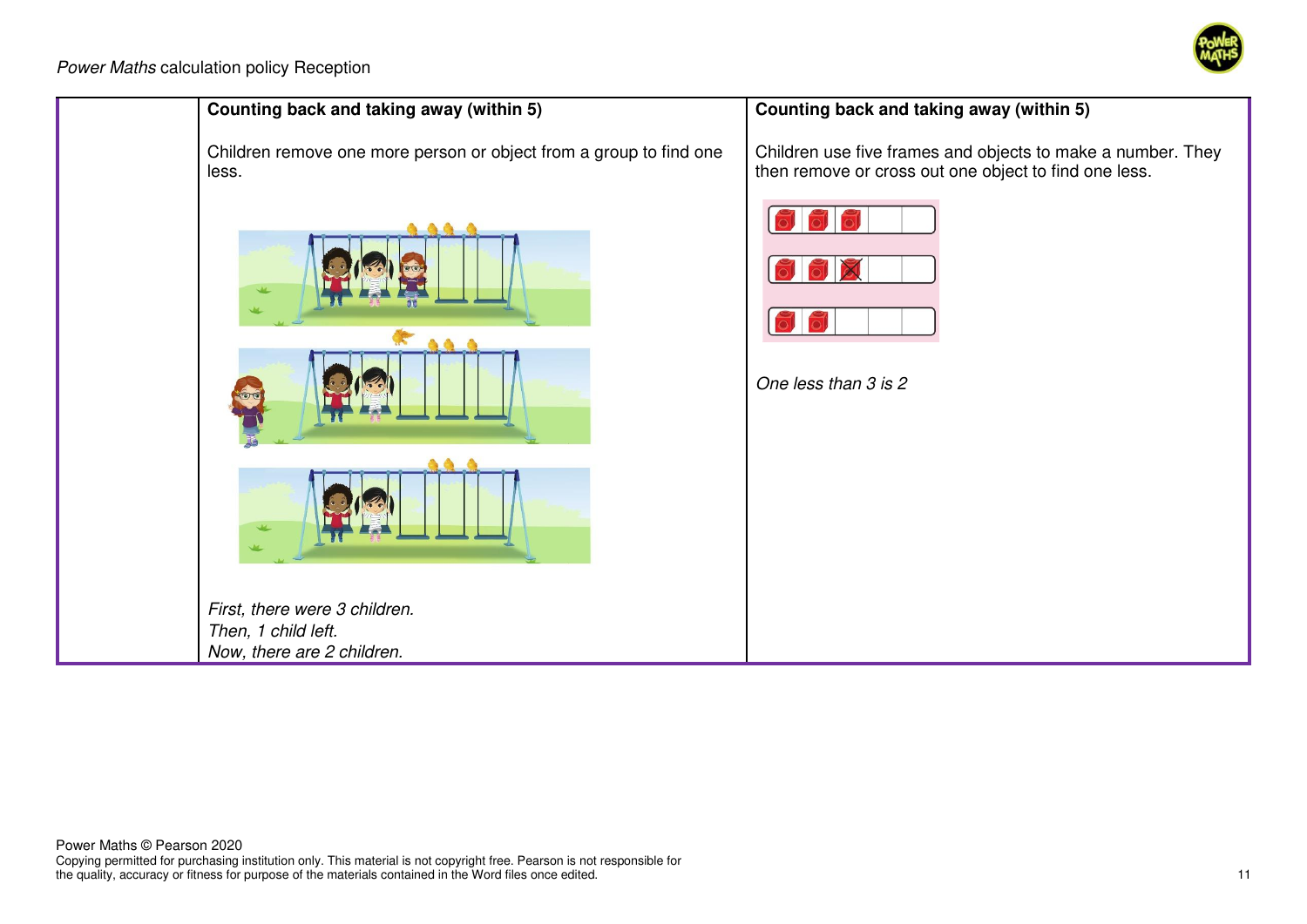| | Counting back and taking away (within 5) | Counting back and taking away (within 5) |
|---|---|---|
| | Children remove one more person or object from a group to find one less.<br><br>*First, there were 3 children.*<br>*Then, 1 child left.*<br>*Now, there are 2 children.* | Children use five frames and objects to make a number. They then remove or cross out one object to find one less.<br><br>*One less than 3 is 2* |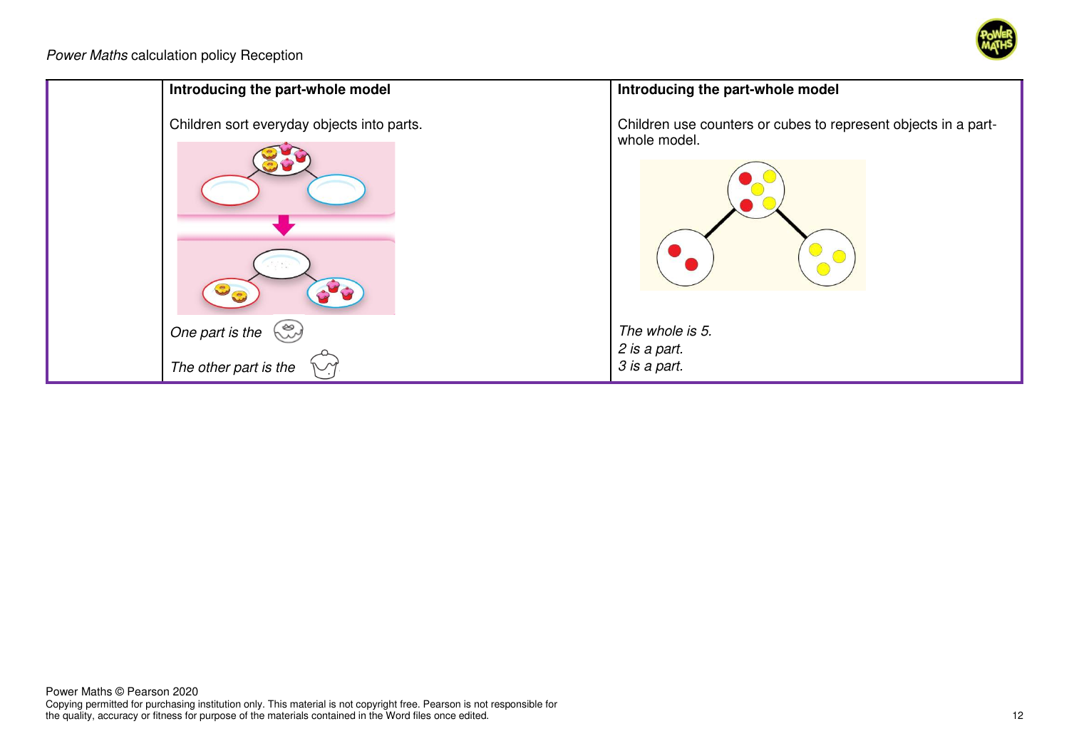| | Introducing the part-whole model | Introducing the part-whole model |
|---|---|---|
| | Children sort everyday objects into parts.<br><br>*One part is the*<br><br>*The other part is the* | Children use counters or cubes to represent objects in a part-whole model.<br><br>*The whole is 5.*<br>*2 is a part.*<br>*3 is a part.* |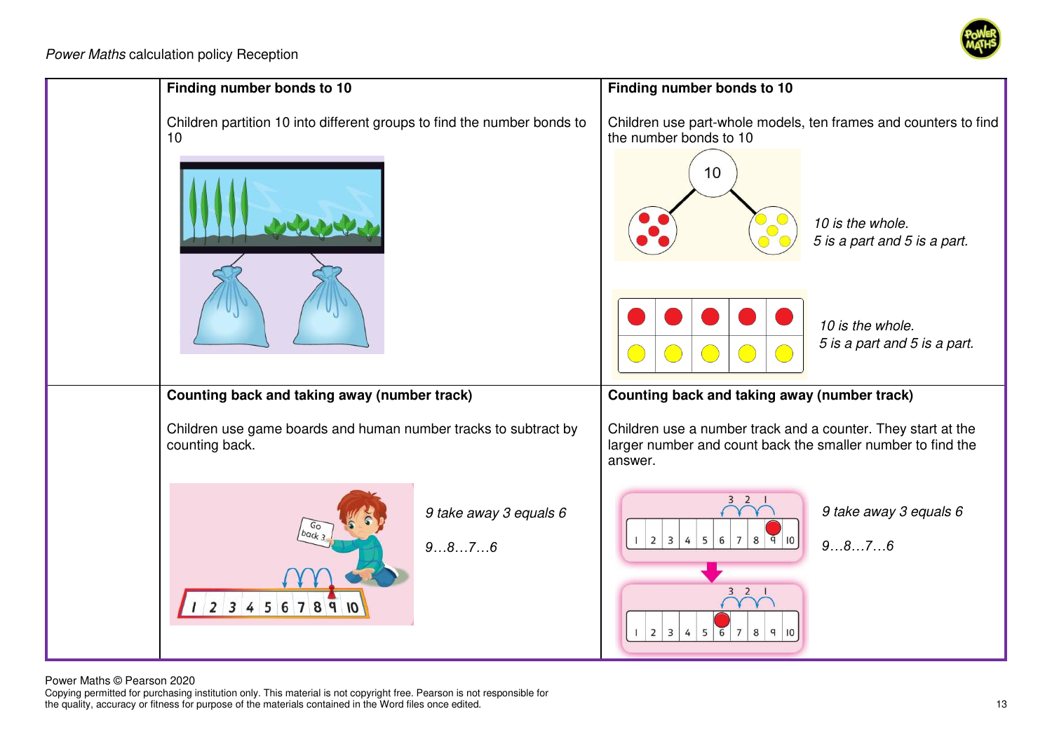| | | |
|---|---|---|
| | **Finding number bonds to 10**<br><br>Children partition 10 into different groups to find the number bonds to 10 | **Finding number bonds to 10**<br><br>Children use part-whole models, ten frames and counters to find the number bonds to 10<br><br>*10 is the whole.*<br>*5 is a part and 5 is a part.*<br><br>*10 is the whole.*<br>*5 is a part and 5 is a part.* |
| | **Counting back and taking away (number track)**<br><br>Children use game boards and human number tracks to subtract by counting back.<br><br>*9 take away 3 equals 6*<br><br>*9…8…7…6* | **Counting back and taking away (number track)**<br><br>Children use a number track and a counter. They start at the larger number and count back the smaller number to find the answer.<br><br>*9 take away 3 equals 6*<br><br>*9…8…7…6* |

Power Maths © Pearson 2020
Copying permitted for purchasing institution only. This material is not copyright free. Pearson is not responsible for the quality, accuracy or fitness for purpose of the materials contained in the Word files once edited.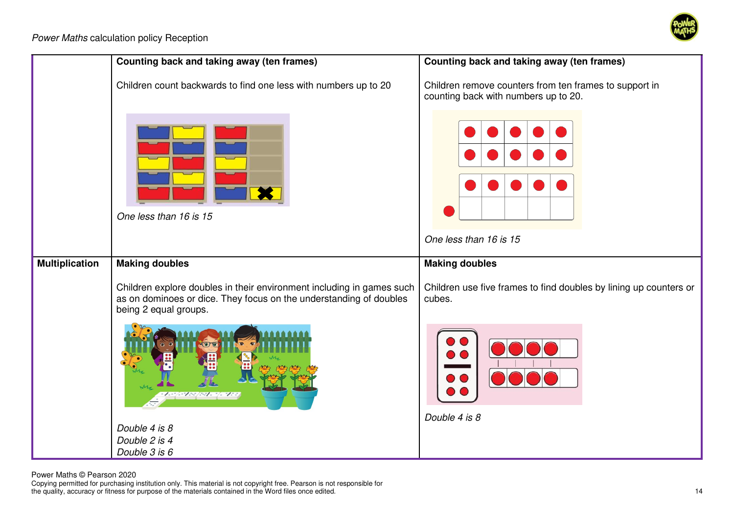| | | |
|---|---|---|
| | **Counting back and taking away (ten frames)**<br><br>Children count backwards to find one less with numbers up to 20<br><br>*One less than 16 is 15* | **Counting back and taking away (ten frames)**<br><br>Children remove counters from ten frames to support in counting back with numbers up to 20.<br><br>*One less than 16 is 15* |
| **Multiplication** | **Making doubles**<br><br>Children explore doubles in their environment including in games such as on dominoes or dice. They focus on the understanding of doubles being 2 equal groups.<br><br>*Double 4 is 8*<br>*Double 2 is 4*<br>*Double 3 is 6* | **Making doubles**<br><br>Children use five frames to find doubles by lining up counters or cubes.<br><br>*Double 4 is 8* |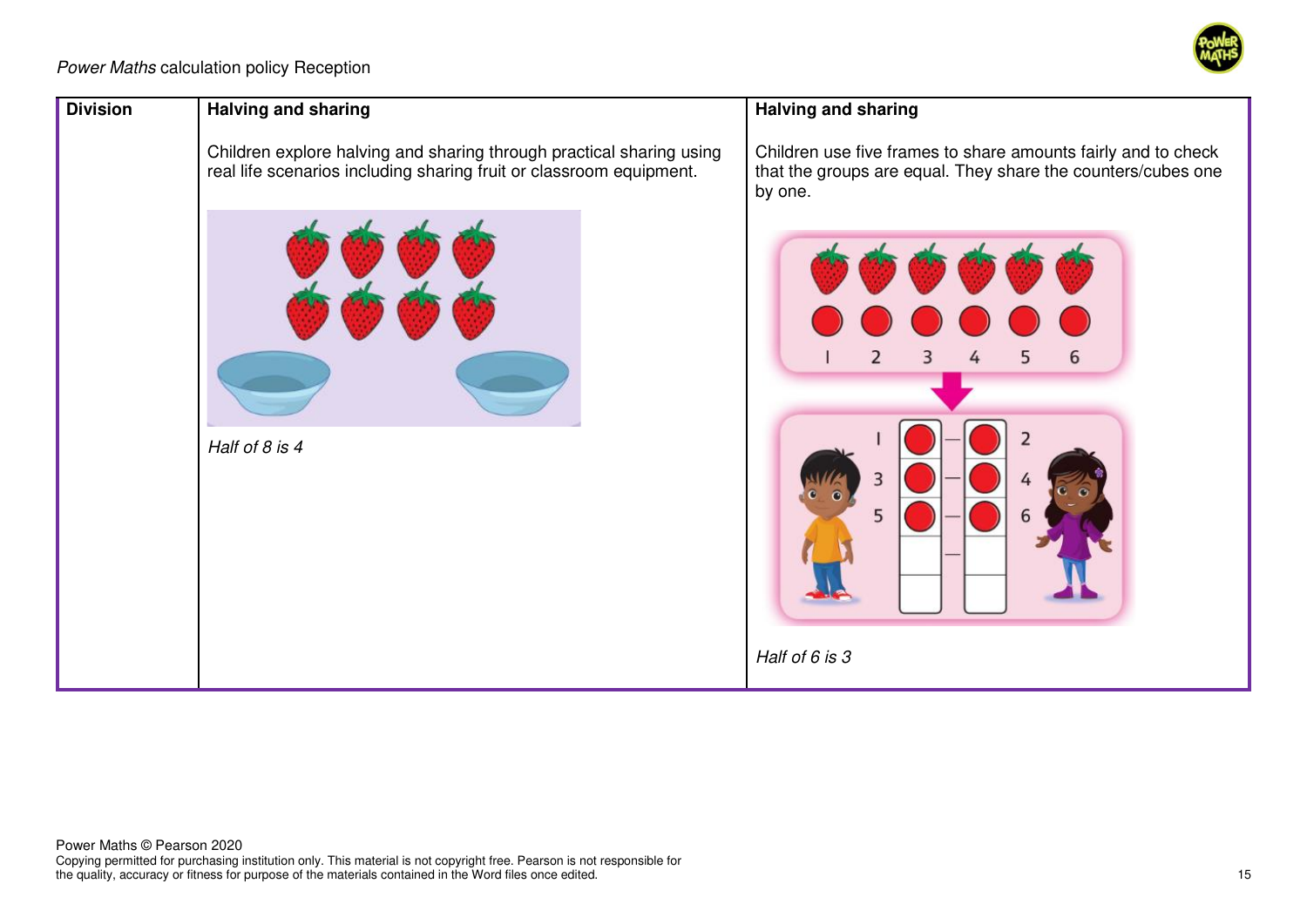| | | |
|---|---|---|
| **Division** | **Halving and sharing**<br><br>Children explore halving and sharing through practical sharing using real life scenarios including sharing fruit or classroom equipment.<br><br>*Half of 8 is 4* | **Halving and sharing**<br><br>Children use five frames to share amounts fairly and to check that the groups are equal. They share the counters/cubes one by one.<br><br>*Half of 6 is 3* |